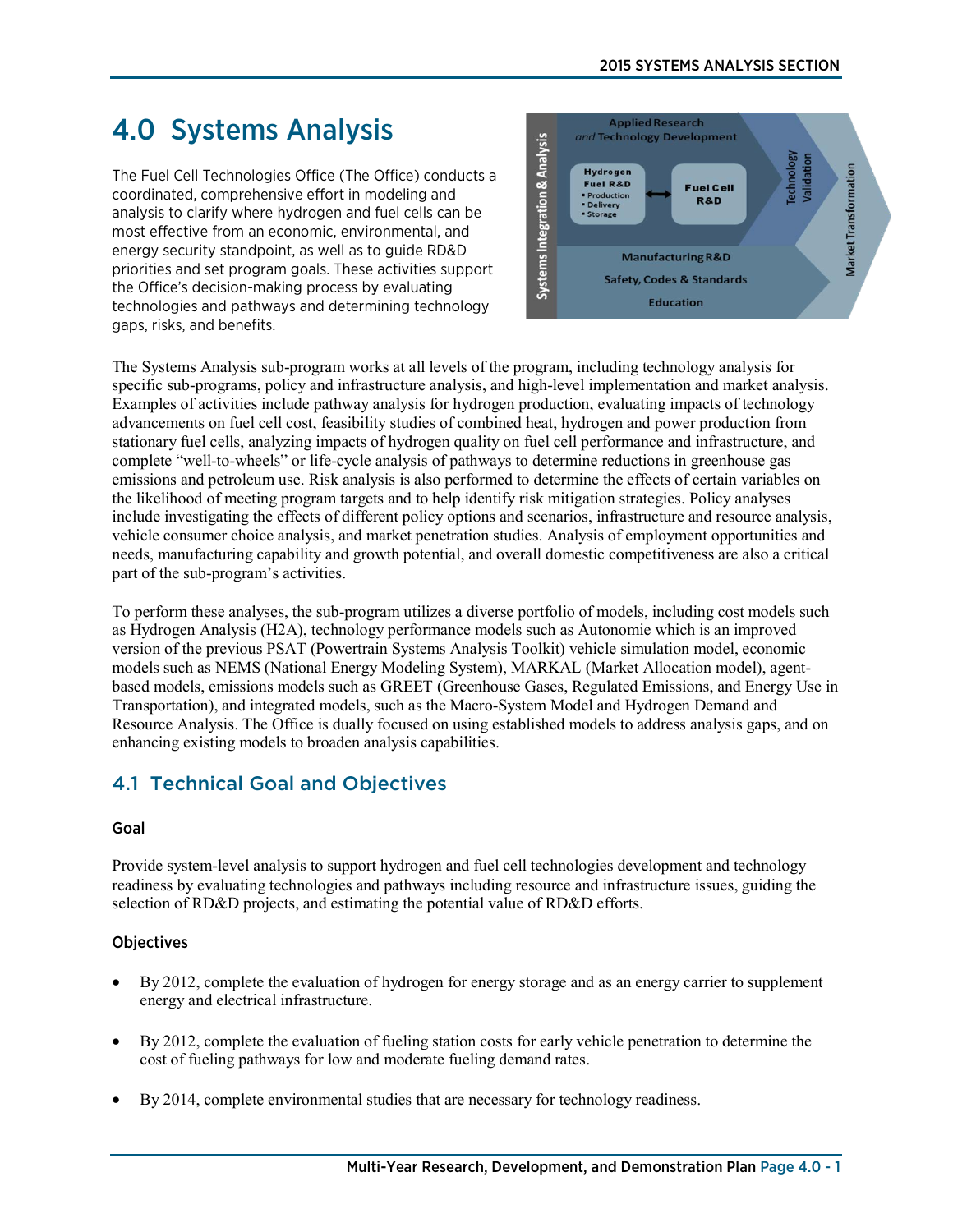# 4.0 Systems Analysis

The Fuel Cell Technologies Office (The Office) conducts a coordinated, comprehensive effort in modeling and analysis to clarify where hydrogen and fuel cells can be most effective from an economic, environmental, and energy security standpoint, as well as to guide RD&D priorities and set program goals. These activities support the Office's decision-making process by evaluating technologies and pathways and determining technology gaps, risks, and benefits.

The Systems Analysis sub-program works at all levels of the program, including technology analysis for specific sub-programs, policy and infrastructure analysis, and high-level implementation and market analysis. Examples of activities include pathway analysis for hydrogen production, evaluating impacts of technology advancements on fuel cell cost, feasibility studies of combined heat, hydrogen and power production from stationary fuel cells, analyzing impacts of hydrogen quality on fuel cell performance and infrastructure, and complete "well-to-wheels" or life-cycle analysis of pathways to determine reductions in greenhouse gas emissions and petroleum use. Risk analysis is also performed to determine the effects of certain variables on the likelihood of meeting program targets and to help identify risk mitigation strategies. Policy analyses include investigating the effects of different policy options and scenarios, infrastructure and resource analysis, vehicle consumer choice analysis, and market penetration studies. Analysis of employment opportunities and needs, manufacturing capability and growth potential, and overall domestic competitiveness are also a critical part of the sub-program's activities.

To perform these analyses, the sub-program utilizes a diverse portfolio of models, including cost models such as Hydrogen Analysis (H2A), technology performance models such as Autonomie which is an improved version of the previous PSAT (Powertrain Systems Analysis Toolkit) vehicle simulation model, economic models such as NEMS (National Energy Modeling System), MARKAL (Market Allocation model), agent-based models, emissions models such as GREET (Greenhouse Gases, Regulated Emissions, and Energy Use in Transportation), and integrated models, such as the Macro-System Model and Hydrogen Demand and Resource Analysis. The Office is dually focused on using established models to address analysis gaps, and on enhancing existing models to broaden analysis capabilities.

## 4.1 Technical Goal and Objectives

### Goal

Provide system-level analysis to support hydrogen and fuel cell technologies development and technology readiness by evaluating technologies and pathways including resource and infrastructure issues, guiding the selection of RD&D projects, and estimating the potential value of RD&D efforts.

### Objectives

- By 2012, complete the evaluation of hydrogen for energy storage and as an energy carrier to supplement energy and electrical infrastructure.
- By 2012, complete the evaluation of fueling station costs for early vehicle penetration to determine the cost of fueling pathways for low and moderate fueling demand rates.
- By 2014, complete environmental studies that are necessary for technology readiness.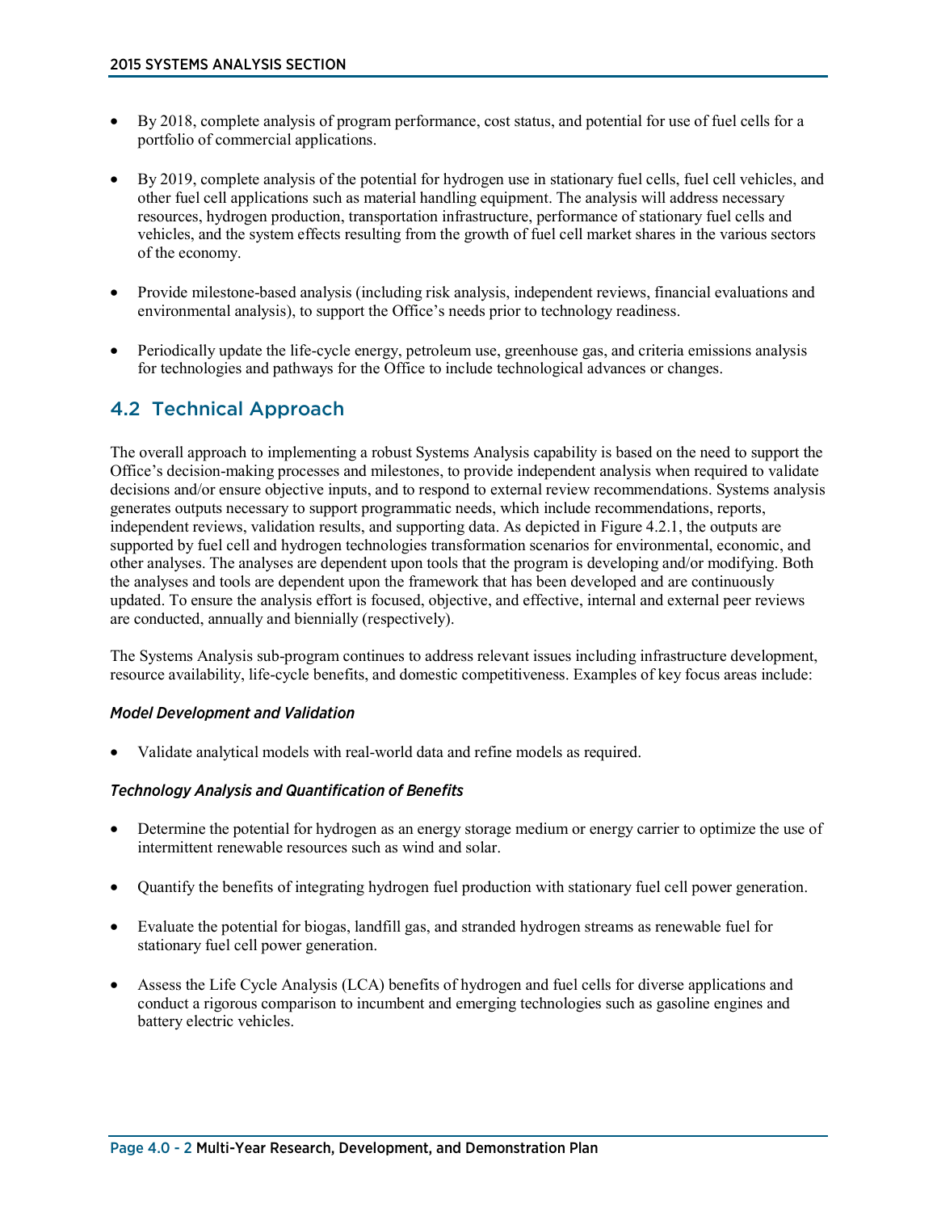- By 2018, complete analysis of program performance, cost status, and potential for use of fuel cells for a portfolio of commercial applications.

- By 2019, complete analysis of the potential for hydrogen use in stationary fuel cells, fuel cell vehicles, and other fuel cell applications such as material handling equipment. The analysis will address necessary resources, hydrogen production, transportation infrastructure, performance of stationary fuel cells and vehicles, and the system effects resulting from the growth of fuel cell market shares in the various sectors of the economy.

- Provide milestone-based analysis (including risk analysis, independent reviews, financial evaluations and environmental analysis), to support the Office's needs prior to technology readiness.

- Periodically update the life-cycle energy, petroleum use, greenhouse gas, and criteria emissions analysis for technologies and pathways for the Office to include technological advances or changes.

## 4.2 Technical Approach

The overall approach to implementing a robust Systems Analysis capability is based on the need to support the Office's decision-making processes and milestones, to provide independent analysis when required to validate decisions and/or ensure objective inputs, and to respond to external review recommendations. Systems analysis generates outputs necessary to support programmatic needs, which include recommendations, reports, independent reviews, validation results, and supporting data. As depicted in Figure 4.2.1, the outputs are supported by fuel cell and hydrogen technologies transformation scenarios for environmental, economic, and other analyses. The analyses are dependent upon tools that the program is developing and/or modifying. Both the analyses and tools are dependent upon the framework that has been developed and are continuously updated. To ensure the analysis effort is focused, objective, and effective, internal and external peer reviews are conducted, annually and biennially (respectively).

The Systems Analysis sub-program continues to address relevant issues including infrastructure development, resource availability, life-cycle benefits, and domestic competitiveness. Examples of key focus areas include:

#### *Model Development and Validation*

- Validate analytical models with real-world data and refine models as required.

#### *Technology Analysis and Quantification of Benefits*

- Determine the potential for hydrogen as an energy storage medium or energy carrier to optimize the use of intermittent renewable resources such as wind and solar.

- Quantify the benefits of integrating hydrogen fuel production with stationary fuel cell power generation.

- Evaluate the potential for biogas, landfill gas, and stranded hydrogen streams as renewable fuel for stationary fuel cell power generation.

- Assess the Life Cycle Analysis (LCA) benefits of hydrogen and fuel cells for diverse applications and conduct a rigorous comparison to incumbent and emerging technologies such as gasoline engines and battery electric vehicles.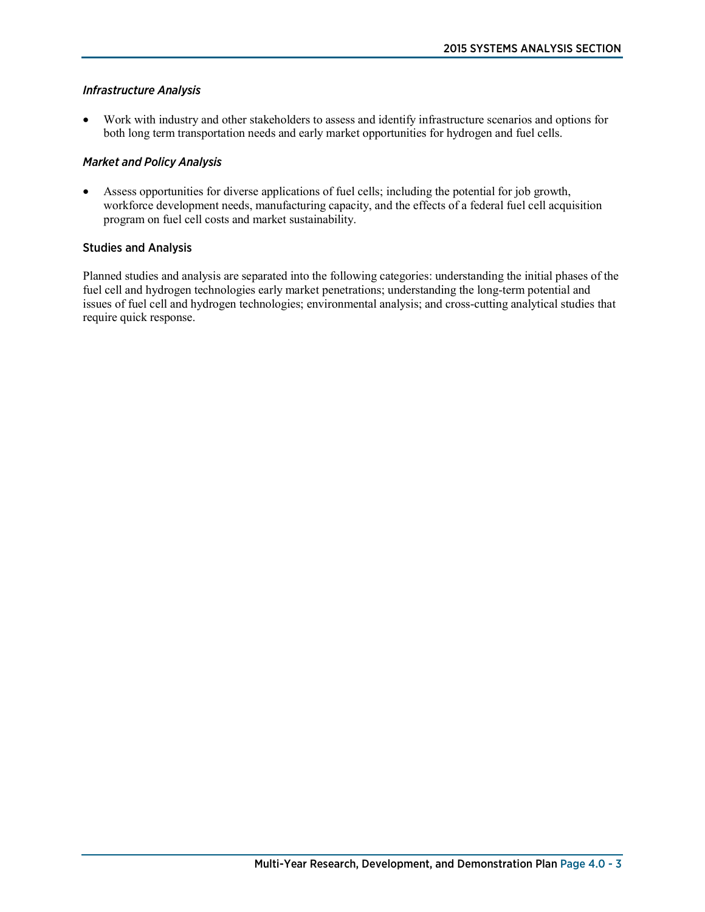### *Infrastructure Analysis*

- Work with industry and other stakeholders to assess and identify infrastructure scenarios and options for both long term transportation needs and early market opportunities for hydrogen and fuel cells.

### *Market and Policy Analysis*

- Assess opportunities for diverse applications of fuel cells; including the potential for job growth, workforce development needs, manufacturing capacity, and the effects of a federal fuel cell acquisition program on fuel cell costs and market sustainability.

## Studies and Analysis

Planned studies and analysis are separated into the following categories: understanding the initial phases of the fuel cell and hydrogen technologies early market penetrations; understanding the long-term potential and issues of fuel cell and hydrogen technologies; environmental analysis; and cross-cutting analytical studies that require quick response.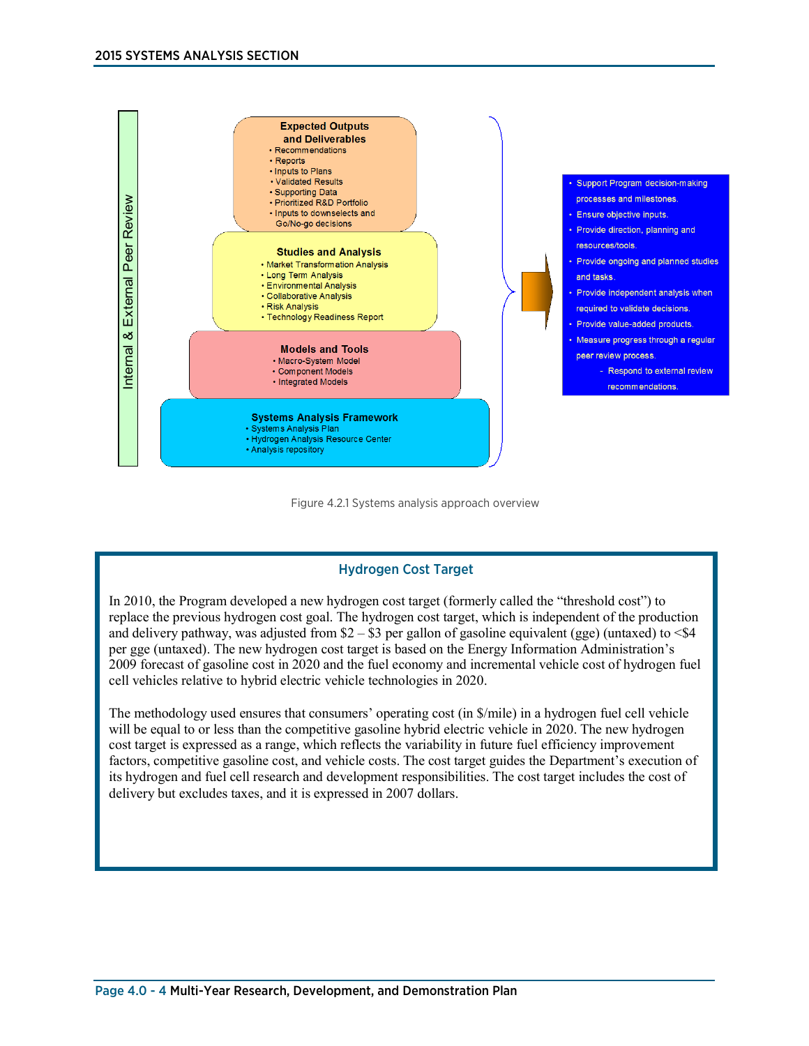Internal & External Peer Review

**Expected Outputs and Deliverables**
- Recommendations
- Reports
- Inputs to Plans
- Validated Results
- Supporting Data
- Prioritized R&D Portfolio
- Inputs to downselects and Go/No-go decisions

**Studies and Analysis**
- Market Transformation Analysis
- Long Term Analysis
- Environmental Analysis
- Collaborative Analysis
- Risk Analysis
- Technology Readiness Report

**Models and Tools**
- Macro-System Model
- Component Models
- Integrated Models

**Systems Analysis Framework**
- Systems Analysis Plan
- Hydrogen Analysis Resource Center
- Analysis repository

- Support Program decision-making processes and milestones.
- Ensure objective inputs.
- Provide direction, planning and resources/tools.
- Provide ongoing and planned studies and tasks.
- Provide independent analysis when required to validate decisions.
- Provide value-added products.
- Measure progress through a regular peer review process.
  - Respond to external review recommendations.

Figure 4.2.1 Systems analysis approach overview

## Hydrogen Cost Target

In 2010, the Program developed a new hydrogen cost target (formerly called the "threshold cost") to replace the previous hydrogen cost goal. The hydrogen cost target, which is independent of the production and delivery pathway, was adjusted from $2 – $3 per gallon of gasoline equivalent (gge) (untaxed) to <$4 per gge (untaxed). The new hydrogen cost target is based on the Energy Information Administration's 2009 forecast of gasoline cost in 2020 and the fuel economy and incremental vehicle cost of hydrogen fuel cell vehicles relative to hybrid electric vehicle technologies in 2020.

The methodology used ensures that consumers' operating cost (in $/mile) in a hydrogen fuel cell vehicle will be equal to or less than the competitive gasoline hybrid electric vehicle in 2020. The new hydrogen cost target is expressed as a range, which reflects the variability in future fuel efficiency improvement factors, competitive gasoline cost, and vehicle costs. The cost target guides the Department's execution of its hydrogen and fuel cell research and development responsibilities. The cost target includes the cost of delivery but excludes taxes, and it is expressed in 2007 dollars.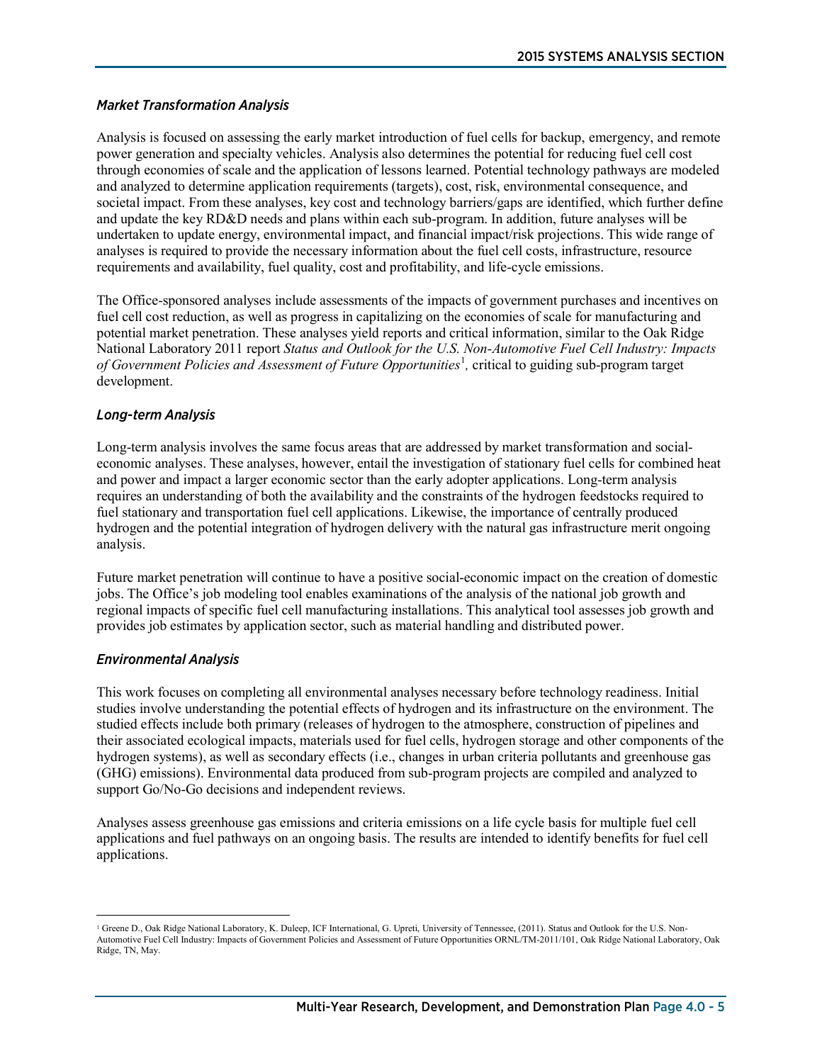### *Market Transformation Analysis*

Analysis is focused on assessing the early market introduction of fuel cells for backup, emergency, and remote power generation and specialty vehicles. Analysis also determines the potential for reducing fuel cell cost through economies of scale and the application of lessons learned. Potential technology pathways are modeled and analyzed to determine application requirements (targets), cost, risk, environmental consequence, and societal impact. From these analyses, key cost and technology barriers/gaps are identified, which further define and update the key RD&D needs and plans within each sub-program. In addition, future analyses will be undertaken to update energy, environmental impact, and financial impact/risk projections. This wide range of analyses is required to provide the necessary information about the fuel cell costs, infrastructure, resource requirements and availability, fuel quality, cost and profitability, and life-cycle emissions.

The Office-sponsored analyses include assessments of the impacts of government purchases and incentives on fuel cell cost reduction, as well as progress in capitalizing on the economies of scale for manufacturing and potential market penetration. These analyses yield reports and critical information, similar to the Oak Ridge National Laboratory 2011 report *Status and Outlook for the U.S. Non-Automotive Fuel Cell Industry: Impacts of Government Policies and Assessment of Future Opportunities*[1], critical to guiding sub-program target development.

### *Long-term Analysis*

Long-term analysis involves the same focus areas that are addressed by market transformation and social-economic analyses. These analyses, however, entail the investigation of stationary fuel cells for combined heat and power and impact a larger economic sector than the early adopter applications. Long-term analysis requires an understanding of both the availability and the constraints of the hydrogen feedstocks required to fuel stationary and transportation fuel cell applications. Likewise, the importance of centrally produced hydrogen and the potential integration of hydrogen delivery with the natural gas infrastructure merit ongoing analysis.

Future market penetration will continue to have a positive social-economic impact on the creation of domestic jobs. The Office's job modeling tool enables examinations of the analysis of the national job growth and regional impacts of specific fuel cell manufacturing installations. This analytical tool assesses job growth and provides job estimates by application sector, such as material handling and distributed power.

### *Environmental Analysis*

This work focuses on completing all environmental analyses necessary before technology readiness. Initial studies involve understanding the potential effects of hydrogen and its infrastructure on the environment. The studied effects include both primary (releases of hydrogen to the atmosphere, construction of pipelines and their associated ecological impacts, materials used for fuel cells, hydrogen storage and other components of the hydrogen systems), as well as secondary effects (i.e., changes in urban criteria pollutants and greenhouse gas (GHG) emissions). Environmental data produced from sub-program projects are compiled and analyzed to support Go/No-Go decisions and independent reviews.

Analyses assess greenhouse gas emissions and criteria emissions on a life cycle basis for multiple fuel cell applications and fuel pathways on an ongoing basis. The results are intended to identify benefits for fuel cell applications.

---

[1] Greene D., Oak Ridge National Laboratory, K. Duleep, ICF International, G. Upreti, University of Tennessee, (2011). Status and Outlook for the U.S. Non-Automotive Fuel Cell Industry: Impacts of Government Policies and Assessment of Future Opportunities ORNL/TM-2011/101, Oak Ridge National Laboratory, Oak Ridge, TN, May.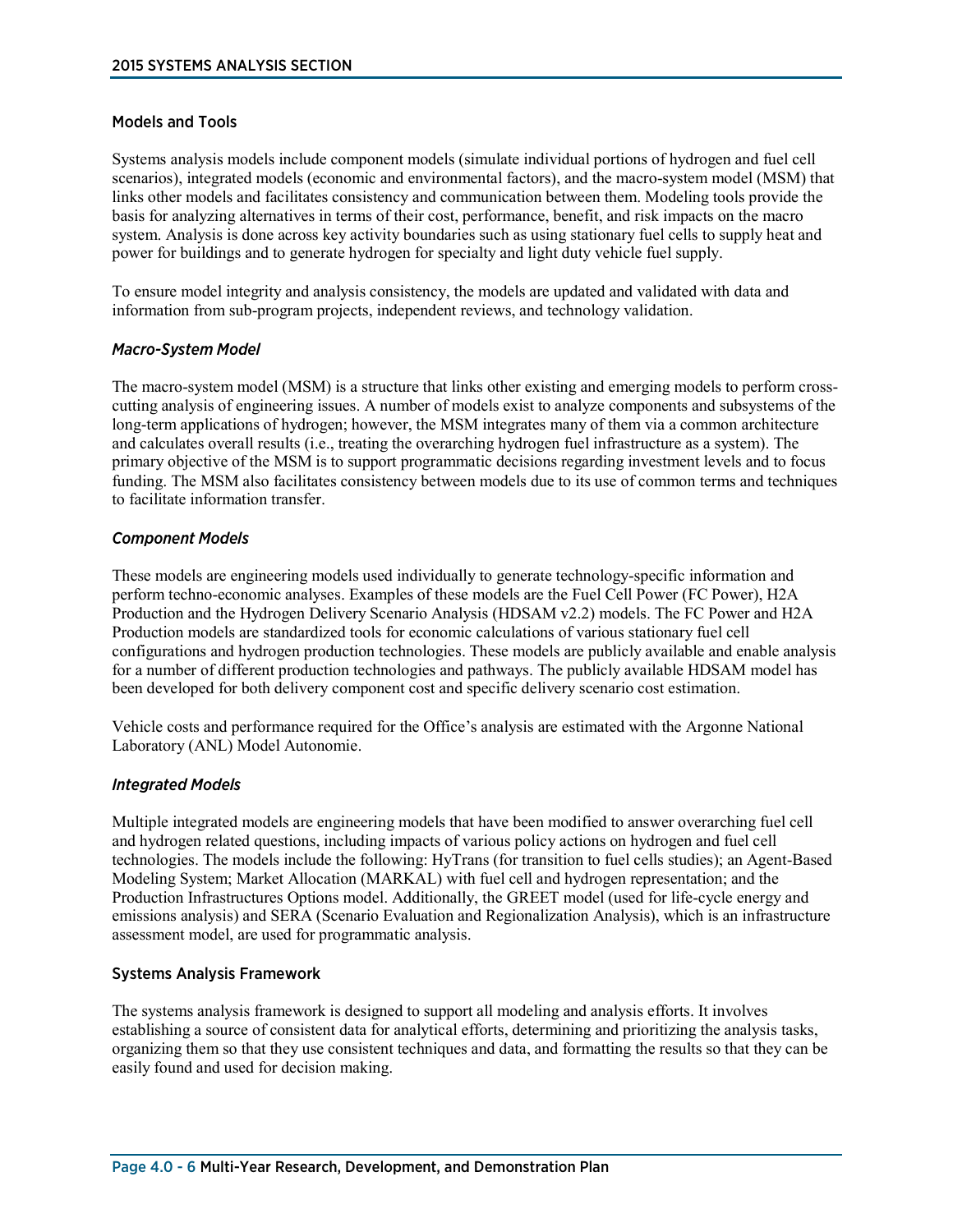## Models and Tools

Systems analysis models include component models (simulate individual portions of hydrogen and fuel cell scenarios), integrated models (economic and environmental factors), and the macro-system model (MSM) that links other models and facilitates consistency and communication between them. Modeling tools provide the basis for analyzing alternatives in terms of their cost, performance, benefit, and risk impacts on the macro system. Analysis is done across key activity boundaries such as using stationary fuel cells to supply heat and power for buildings and to generate hydrogen for specialty and light duty vehicle fuel supply.

To ensure model integrity and analysis consistency, the models are updated and validated with data and information from sub-program projects, independent reviews, and technology validation.

### *Macro-System Model*

The macro-system model (MSM) is a structure that links other existing and emerging models to perform cross-cutting analysis of engineering issues. A number of models exist to analyze components and subsystems of the long-term applications of hydrogen; however, the MSM integrates many of them via a common architecture and calculates overall results (i.e., treating the overarching hydrogen fuel infrastructure as a system). The primary objective of the MSM is to support programmatic decisions regarding investment levels and to focus funding. The MSM also facilitates consistency between models due to its use of common terms and techniques to facilitate information transfer.

### *Component Models*

These models are engineering models used individually to generate technology-specific information and perform techno-economic analyses. Examples of these models are the Fuel Cell Power (FC Power), H2A Production and the Hydrogen Delivery Scenario Analysis (HDSAM v2.2) models. The FC Power and H2A Production models are standardized tools for economic calculations of various stationary fuel cell configurations and hydrogen production technologies. These models are publicly available and enable analysis for a number of different production technologies and pathways. The publicly available HDSAM model has been developed for both delivery component cost and specific delivery scenario cost estimation.

Vehicle costs and performance required for the Office's analysis are estimated with the Argonne National Laboratory (ANL) Model Autonomie.

### *Integrated Models*

Multiple integrated models are engineering models that have been modified to answer overarching fuel cell and hydrogen related questions, including impacts of various policy actions on hydrogen and fuel cell technologies. The models include the following: HyTrans (for transition to fuel cells studies); an Agent-Based Modeling System; Market Allocation (MARKAL) with fuel cell and hydrogen representation; and the Production Infrastructures Options model. Additionally, the GREET model (used for life-cycle energy and emissions analysis) and SERA (Scenario Evaluation and Regionalization Analysis), which is an infrastructure assessment model, are used for programmatic analysis.

## Systems Analysis Framework

The systems analysis framework is designed to support all modeling and analysis efforts. It involves establishing a source of consistent data for analytical efforts, determining and prioritizing the analysis tasks, organizing them so that they use consistent techniques and data, and formatting the results so that they can be easily found and used for decision making.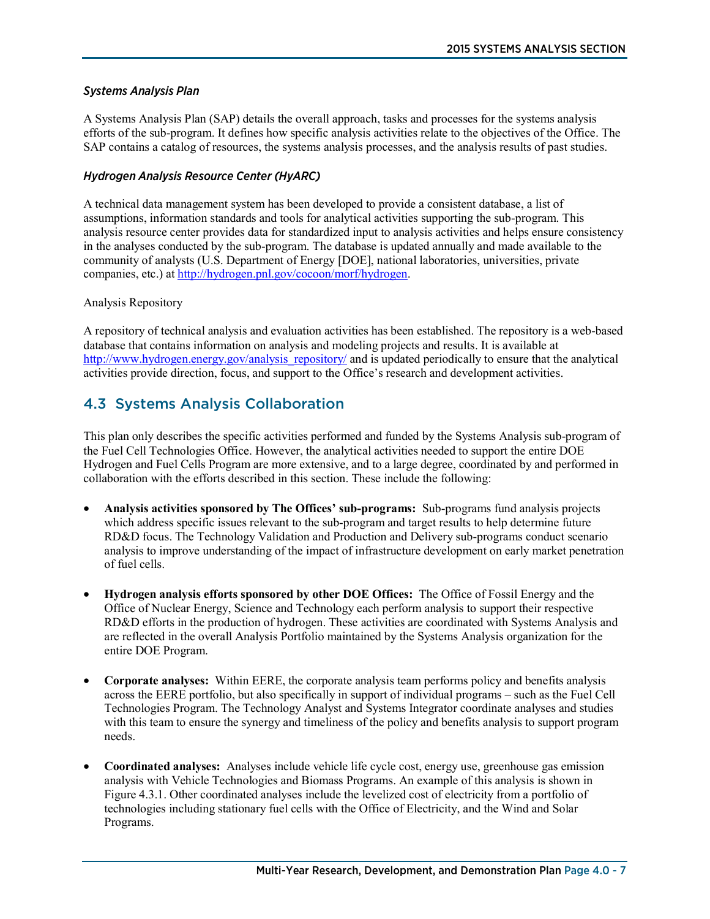### *Systems Analysis Plan*

A Systems Analysis Plan (SAP) details the overall approach, tasks and processes for the systems analysis efforts of the sub-program. It defines how specific analysis activities relate to the objectives of the Office. The SAP contains a catalog of resources, the systems analysis processes, and the analysis results of past studies.

### *Hydrogen Analysis Resource Center (HyARC)*

A technical data management system has been developed to provide a consistent database, a list of assumptions, information standards and tools for analytical activities supporting the sub-program. This analysis resource center provides data for standardized input to analysis activities and helps ensure consistency in the analyses conducted by the sub-program. The database is updated annually and made available to the community of analysts (U.S. Department of Energy [DOE], national laboratories, universities, private companies, etc.) at http://hydrogen.pnl.gov/cocoon/morf/hydrogen.

Analysis Repository

A repository of technical analysis and evaluation activities has been established. The repository is a web-based database that contains information on analysis and modeling projects and results. It is available at http://www.hydrogen.energy.gov/analysis_repository/ and is updated periodically to ensure that the analytical activities provide direction, focus, and support to the Office's research and development activities.

## 4.3 Systems Analysis Collaboration

This plan only describes the specific activities performed and funded by the Systems Analysis sub-program of the Fuel Cell Technologies Office. However, the analytical activities needed to support the entire DOE Hydrogen and Fuel Cells Program are more extensive, and to a large degree, coordinated by and performed in collaboration with the efforts described in this section. These include the following:

- **Analysis activities sponsored by The Offices' sub-programs:** Sub-programs fund analysis projects which address specific issues relevant to the sub-program and target results to help determine future RD&D focus. The Technology Validation and Production and Delivery sub-programs conduct scenario analysis to improve understanding of the impact of infrastructure development on early market penetration of fuel cells.

- **Hydrogen analysis efforts sponsored by other DOE Offices:** The Office of Fossil Energy and the Office of Nuclear Energy, Science and Technology each perform analysis to support their respective RD&D efforts in the production of hydrogen. These activities are coordinated with Systems Analysis and are reflected in the overall Analysis Portfolio maintained by the Systems Analysis organization for the entire DOE Program.

- **Corporate analyses:** Within EERE, the corporate analysis team performs policy and benefits analysis across the EERE portfolio, but also specifically in support of individual programs – such as the Fuel Cell Technologies Program. The Technology Analyst and Systems Integrator coordinate analyses and studies with this team to ensure the synergy and timeliness of the policy and benefits analysis to support program needs.

- **Coordinated analyses:** Analyses include vehicle life cycle cost, energy use, greenhouse gas emission analysis with Vehicle Technologies and Biomass Programs. An example of this analysis is shown in Figure 4.3.1. Other coordinated analyses include the levelized cost of electricity from a portfolio of technologies including stationary fuel cells with the Office of Electricity, and the Wind and Solar Programs.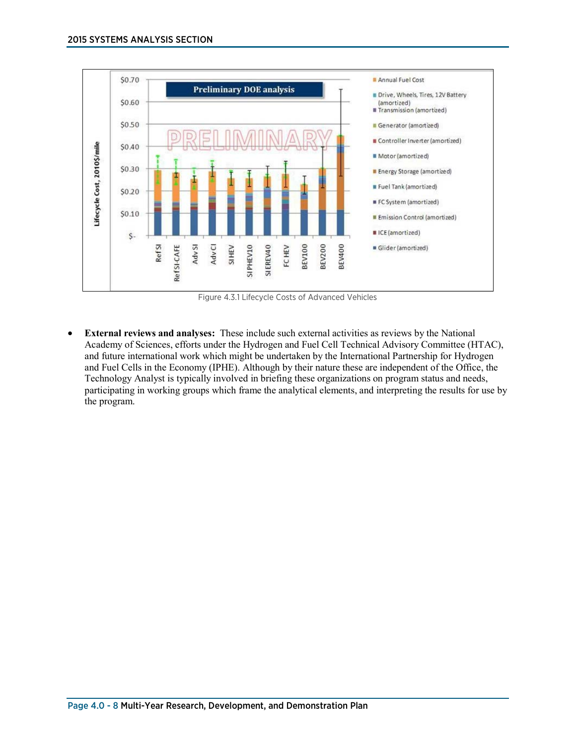Figure 4.3.1 Lifecycle Costs of Advanced Vehicles

- **External reviews and analyses:** These include such external activities as reviews by the National Academy of Sciences, efforts under the Hydrogen and Fuel Cell Technical Advisory Committee (HTAC), and future international work which might be undertaken by the International Partnership for Hydrogen and Fuel Cells in the Economy (IPHE). Although by their nature these are independent of the Office, the Technology Analyst is typically involved in briefing these organizations on program status and needs, participating in working groups which frame the analytical elements, and interpreting the results for use by the program.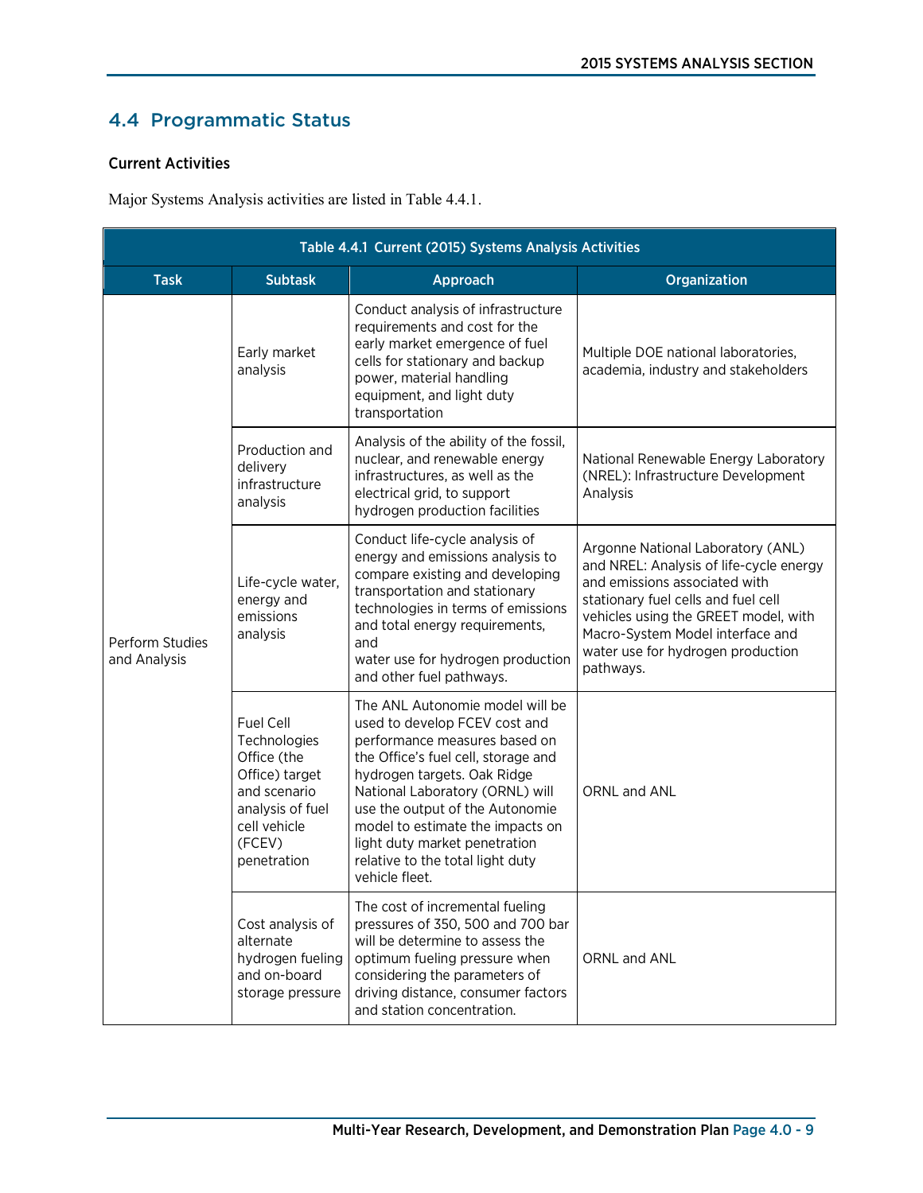## 4.4 Programmatic Status

### Current Activities

Major Systems Analysis activities are listed in Table 4.4.1.

| Table 4.4.1 Current (2015) Systems Analysis Activities | | | |
|---|---|---|---|
| **Task** | **Subtask** | **Approach** | **Organization** |
| Perform Studies and Analysis | Early market analysis | Conduct analysis of infrastructure requirements and cost for the early market emergence of fuel cells for stationary and backup power, material handling equipment, and light duty transportation | Multiple DOE national laboratories, academia, industry and stakeholders |
| | Production and delivery infrastructure analysis | Analysis of the ability of the fossil, nuclear, and renewable energy infrastructures, as well as the electrical grid, to support hydrogen production facilities | National Renewable Energy Laboratory (NREL): Infrastructure Development Analysis |
| | Life-cycle water, energy and emissions analysis | Conduct life-cycle analysis of energy and emissions analysis to compare existing and developing transportation and stationary technologies in terms of emissions and total energy requirements, and water use for hydrogen production and other fuel pathways. | Argonne National Laboratory (ANL) and NREL: Analysis of life-cycle energy and emissions associated with stationary fuel cells and fuel cell vehicles using the GREET model, with Macro-System Model interface and water use for hydrogen production pathways. |
| | Fuel Cell Technologies Office (the Office) target and scenario analysis of fuel cell vehicle (FCEV) penetration | The ANL Autonomie model will be used to develop FCEV cost and performance measures based on the Office's fuel cell, storage and hydrogen targets. Oak Ridge National Laboratory (ORNL) will use the output of the Autonomie model to estimate the impacts on light duty market penetration relative to the total light duty vehicle fleet. | ORNL and ANL |
| | Cost analysis of alternate hydrogen fueling and on-board storage pressure | The cost of incremental fueling pressures of 350, 500 and 700 bar will be determine to assess the optimum fueling pressure when considering the parameters of driving distance, consumer factors and station concentration. | ORNL and ANL |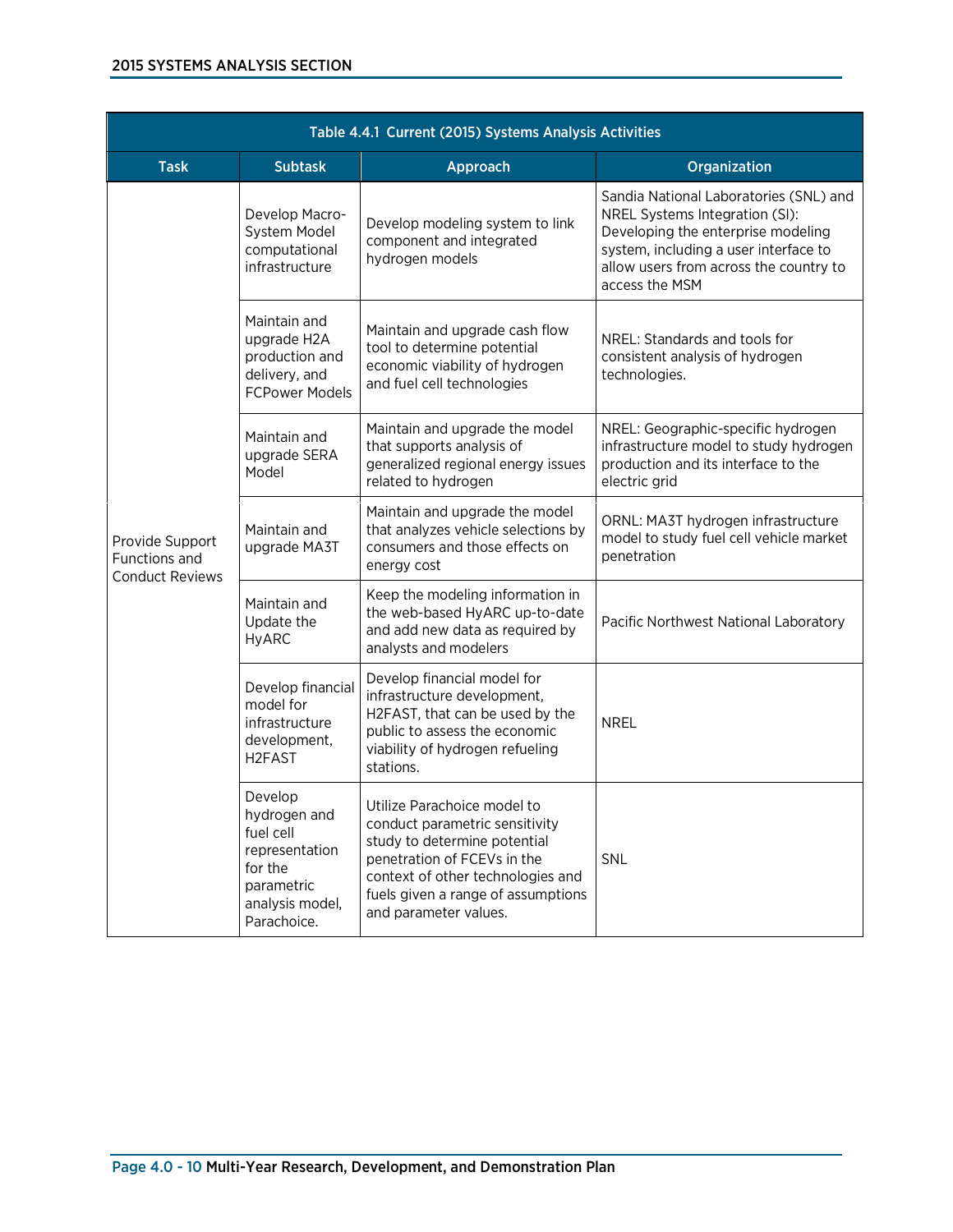| Table 4.4.1 Current (2015) Systems Analysis Activities | | | |
|---|---|---|---|
| **Task** | **Subtask** | **Approach** | **Organization** |
| Provide Support Functions and Conduct Reviews | Develop Macro-System Model computational infrastructure | Develop modeling system to link component and integrated hydrogen models | Sandia National Laboratories (SNL) and NREL Systems Integration (SI): Developing the enterprise modeling system, including a user interface to allow users from across the country to access the MSM |
| | Maintain and upgrade H2A production and delivery, and FCPower Models | Maintain and upgrade cash flow tool to determine potential economic viability of hydrogen and fuel cell technologies | NREL: Standards and tools for consistent analysis of hydrogen technologies. |
| | Maintain and upgrade SERA Model | Maintain and upgrade the model that supports analysis of generalized regional energy issues related to hydrogen | NREL: Geographic-specific hydrogen infrastructure model to study hydrogen production and its interface to the electric grid |
| | Maintain and upgrade MA3T | Maintain and upgrade the model that analyzes vehicle selections by consumers and those effects on energy cost | ORNL: MA3T hydrogen infrastructure model to study fuel cell vehicle market penetration |
| | Maintain and Update the HyARC | Keep the modeling information in the web-based HyARC up-to-date and add new data as required by analysts and modelers | Pacific Northwest National Laboratory |
| | Develop financial model for infrastructure development, H2FAST | Develop financial model for infrastructure development, H2FAST, that can be used by the public to assess the economic viability of hydrogen refueling stations. | NREL |
| | Develop hydrogen and fuel cell representation for the parametric analysis model, Parachoice. | Utilize Parachoice model to conduct parametric sensitivity study to determine potential penetration of FCEVs in the context of other technologies and fuels given a range of assumptions and parameter values. | SNL |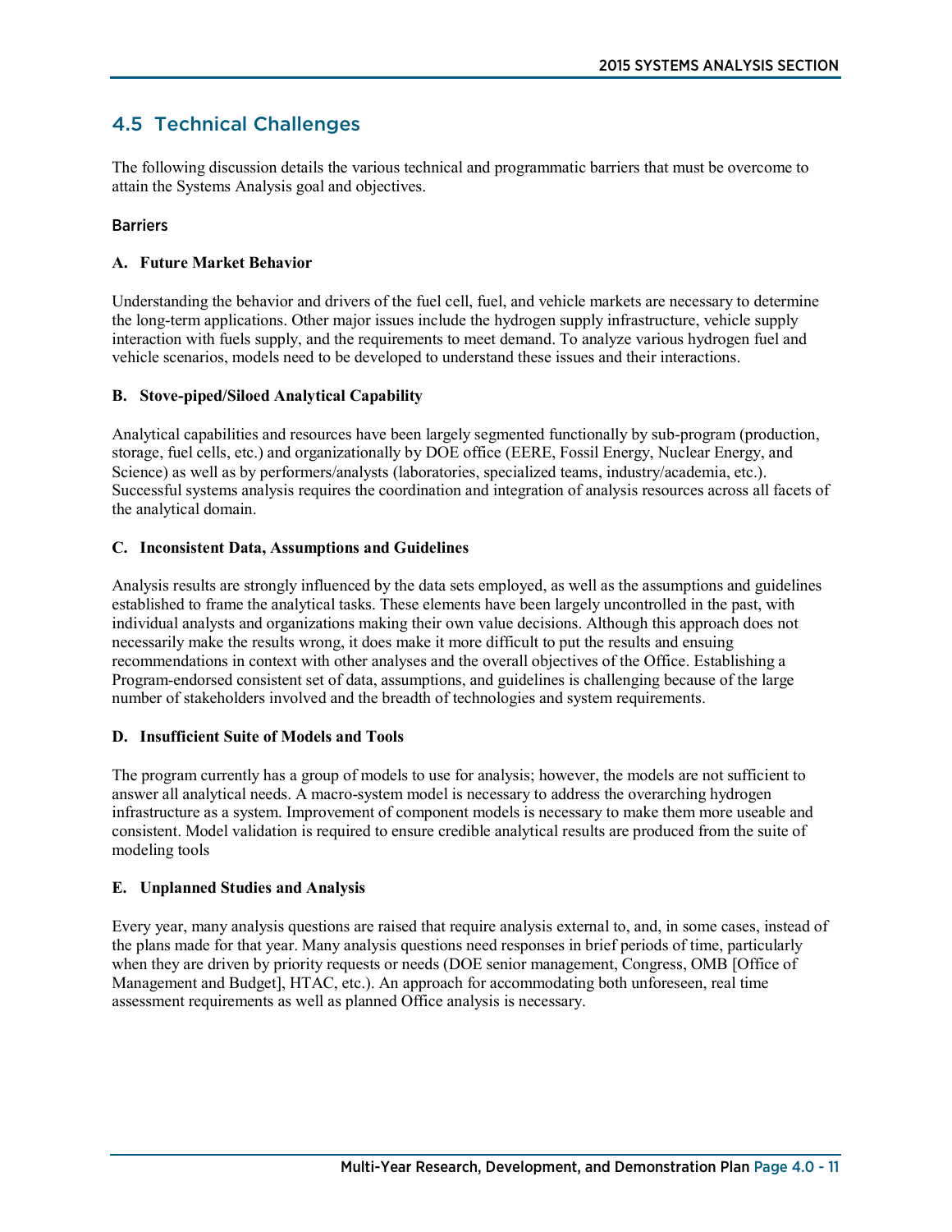## 4.5 Technical Challenges

The following discussion details the various technical and programmatic barriers that must be overcome to attain the Systems Analysis goal and objectives.

### Barriers

**A. Future Market Behavior**

Understanding the behavior and drivers of the fuel cell, fuel, and vehicle markets are necessary to determine the long-term applications. Other major issues include the hydrogen supply infrastructure, vehicle supply interaction with fuels supply, and the requirements to meet demand. To analyze various hydrogen fuel and vehicle scenarios, models need to be developed to understand these issues and their interactions.

**B. Stove-piped/Siloed Analytical Capability**

Analytical capabilities and resources have been largely segmented functionally by sub-program (production, storage, fuel cells, etc.) and organizationally by DOE office (EERE, Fossil Energy, Nuclear Energy, and Science) as well as by performers/analysts (laboratories, specialized teams, industry/academia, etc.). Successful systems analysis requires the coordination and integration of analysis resources across all facets of the analytical domain.

**C. Inconsistent Data, Assumptions and Guidelines**

Analysis results are strongly influenced by the data sets employed, as well as the assumptions and guidelines established to frame the analytical tasks. These elements have been largely uncontrolled in the past, with individual analysts and organizations making their own value decisions. Although this approach does not necessarily make the results wrong, it does make it more difficult to put the results and ensuing recommendations in context with other analyses and the overall objectives of the Office. Establishing a Program-endorsed consistent set of data, assumptions, and guidelines is challenging because of the large number of stakeholders involved and the breadth of technologies and system requirements.

**D. Insufficient Suite of Models and Tools**

The program currently has a group of models to use for analysis; however, the models are not sufficient to answer all analytical needs. A macro-system model is necessary to address the overarching hydrogen infrastructure as a system. Improvement of component models is necessary to make them more useable and consistent. Model validation is required to ensure credible analytical results are produced from the suite of modeling tools

**E. Unplanned Studies and Analysis**

Every year, many analysis questions are raised that require analysis external to, and, in some cases, instead of the plans made for that year. Many analysis questions need responses in brief periods of time, particularly when they are driven by priority requests or needs (DOE senior management, Congress, OMB [Office of Management and Budget], HTAC, etc.). An approach for accommodating both unforeseen, real time assessment requirements as well as planned Office analysis is necessary.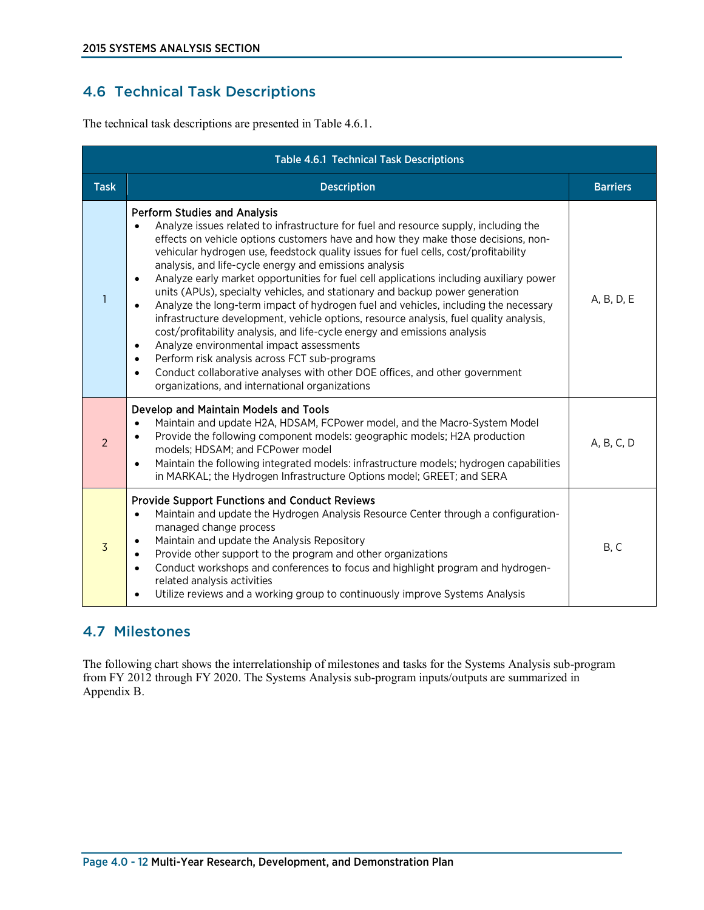## 4.6 Technical Task Descriptions

The technical task descriptions are presented in Table 4.6.1.

**Table 4.6.1 Technical Task Descriptions**

| Task | Description | Barriers |
|---|---|---|
| 1 | **Perform Studies and Analysis**<br>• Analyze issues related to infrastructure for fuel and resource supply, including the effects on vehicle options customers have and how they make those decisions, non-vehicular hydrogen use, feedstock quality issues for fuel cells, cost/profitability analysis, and life-cycle energy and emissions analysis<br>• Analyze early market opportunities for fuel cell applications including auxiliary power units (APUs), specialty vehicles, and stationary and backup power generation<br>• Analyze the long-term impact of hydrogen fuel and vehicles, including the necessary infrastructure development, vehicle options, resource analysis, fuel quality analysis, cost/profitability analysis, and life-cycle energy and emissions analysis<br>• Analyze environmental impact assessments<br>• Perform risk analysis across FCT sub-programs<br>• Conduct collaborative analyses with other DOE offices, and other government organizations, and international organizations | A, B, D, E |
| 2 | **Develop and Maintain Models and Tools**<br>• Maintain and update H2A, HDSAM, FCPower model, and the Macro-System Model<br>• Provide the following component models: geographic models; H2A production models; HDSAM; and FCPower model<br>• Maintain the following integrated models: infrastructure models; hydrogen capabilities in MARKAL; the Hydrogen Infrastructure Options model; GREET; and SERA | A, B, C, D |
| 3 | **Provide Support Functions and Conduct Reviews**<br>• Maintain and update the Hydrogen Analysis Resource Center through a configuration-managed change process<br>• Maintain and update the Analysis Repository<br>• Provide other support to the program and other organizations<br>• Conduct workshops and conferences to focus and highlight program and hydrogen-related analysis activities<br>• Utilize reviews and a working group to continuously improve Systems Analysis | B, C |

## 4.7 Milestones

The following chart shows the interrelationship of milestones and tasks for the Systems Analysis sub-program from FY 2012 through FY 2020. The Systems Analysis sub-program inputs/outputs are summarized in Appendix B.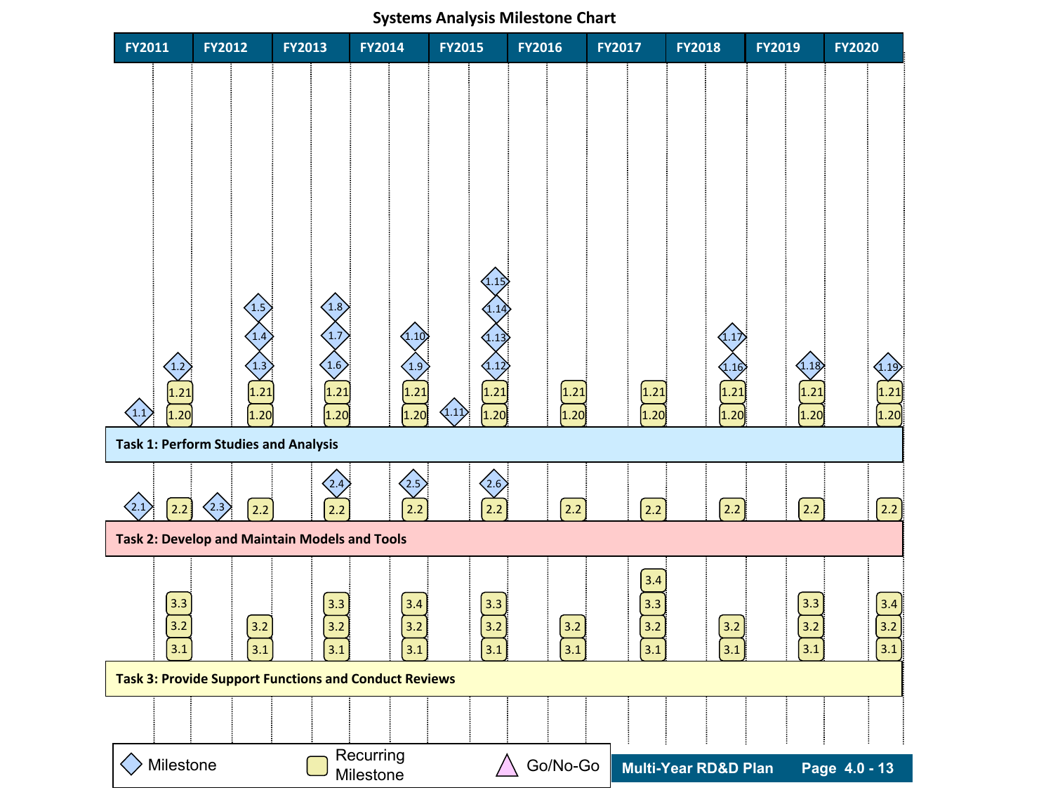# Systems Analysis Milestone Chart

| Task | FY2011 | FY2012 | FY2013 | FY2014 | FY2015 | FY2016 | FY2017 | FY2018 | FY2019 | FY2020 |
|---|---|---|---|---|---|---|---|---|---|---|
| Task 1: Perform Studies and Analysis | 1.1, 1.2, 1.20, 1.21 | 1.3, 1.4, 1.5, 1.20, 1.21 | 1.6, 1.7, 1.8, 1.20, 1.21 | 1.9, 1.10, 1.20, 1.21 | 1.11, 1.12, 1.13, 1.14, 1.15, 1.20, 1.21 | 1.20, 1.21 | 1.20, 1.21 | 1.16, 1.17, 1.20, 1.21 | 1.18, 1.20, 1.21 | 1.19, 1.20, 1.21 |
| Task 2: Develop and Maintain Models and Tools | 2.1, 2.2 | 2.3, 2.2 | 2.4, 2.2 | 2.5, 2.2 | 2.6, 2.2 | 2.2 | 2.2 | 2.2 | 2.2 | 2.2 |
| Task 3: Provide Support Functions and Conduct Reviews | 3.1, 3.2, 3.3 | 3.1, 3.2 | 3.1, 3.2, 3.3 | 3.1, 3.2, 3.4 | 3.1, 3.2, 3.3 | 3.1, 3.2 | 3.1, 3.2, 3.3, 3.4 | 3.1, 3.2 | 3.1, 3.2, 3.3 | 3.1, 3.2, 3.4 |

Legend: ◇ Milestone; ▢ Recurring Milestone; △ Go/No-Go

Recurring milestones: 1.20, 1.21, 2.2, 3.1, 3.2, 3.3, 3.4. Milestones: 1.1–1.19, 2.1, 2.3, 2.4, 2.5, 2.6.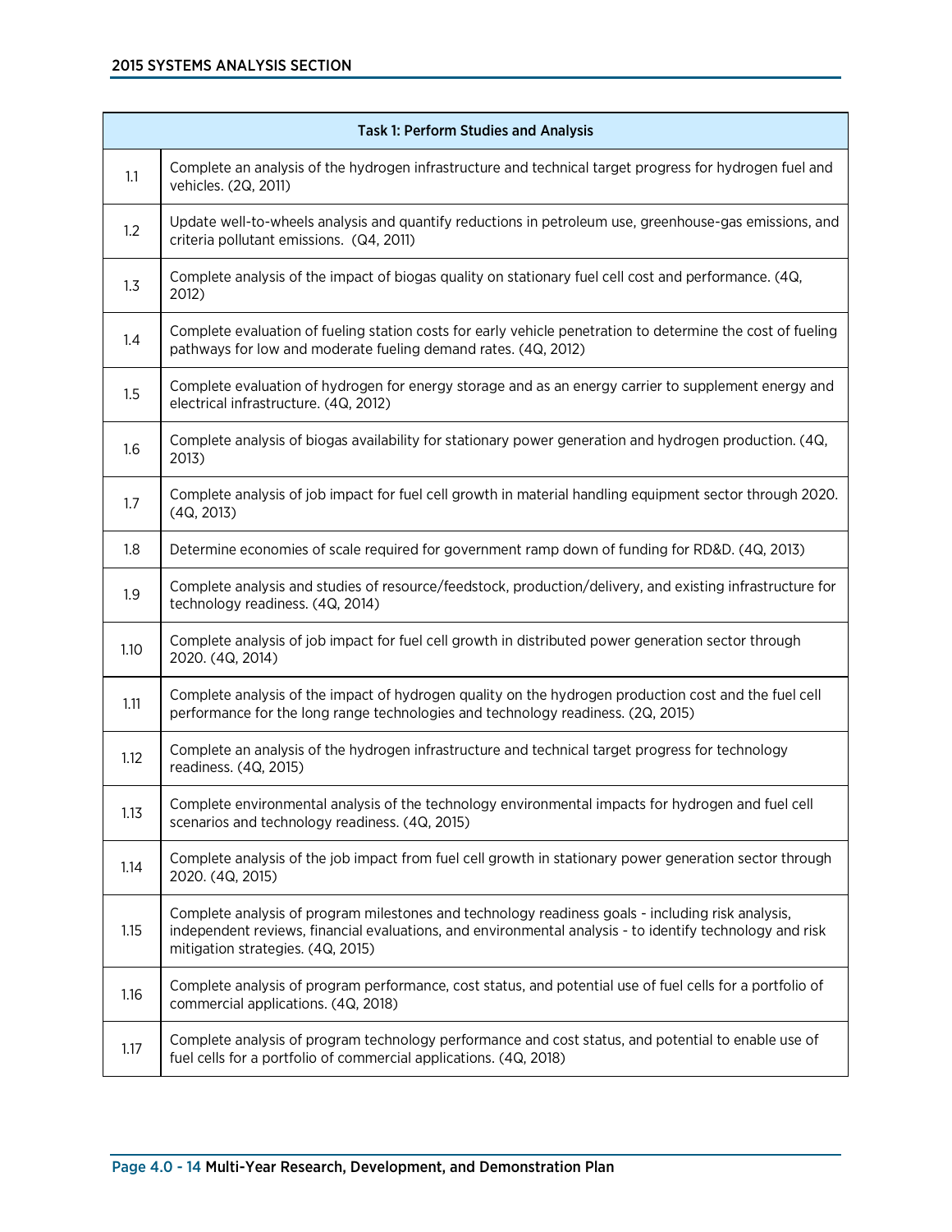| Task 1: Perform Studies and Analysis | |
|---|---|
| 1.1 | Complete an analysis of the hydrogen infrastructure and technical target progress for hydrogen fuel and vehicles. (2Q, 2011) |
| 1.2 | Update well-to-wheels analysis and quantify reductions in petroleum use, greenhouse-gas emissions, and criteria pollutant emissions. (Q4, 2011) |
| 1.3 | Complete analysis of the impact of biogas quality on stationary fuel cell cost and performance. (4Q, 2012) |
| 1.4 | Complete evaluation of fueling station costs for early vehicle penetration to determine the cost of fueling pathways for low and moderate fueling demand rates. (4Q, 2012) |
| 1.5 | Complete evaluation of hydrogen for energy storage and as an energy carrier to supplement energy and electrical infrastructure. (4Q, 2012) |
| 1.6 | Complete analysis of biogas availability for stationary power generation and hydrogen production. (4Q, 2013) |
| 1.7 | Complete analysis of job impact for fuel cell growth in material handling equipment sector through 2020. (4Q, 2013) |
| 1.8 | Determine economies of scale required for government ramp down of funding for RD&D. (4Q, 2013) |
| 1.9 | Complete analysis and studies of resource/feedstock, production/delivery, and existing infrastructure for technology readiness. (4Q, 2014) |
| 1.10 | Complete analysis of job impact for fuel cell growth in distributed power generation sector through 2020. (4Q, 2014) |
| 1.11 | Complete analysis of the impact of hydrogen quality on the hydrogen production cost and the fuel cell performance for the long range technologies and technology readiness. (2Q, 2015) |
| 1.12 | Complete an analysis of the hydrogen infrastructure and technical target progress for technology readiness. (4Q, 2015) |
| 1.13 | Complete environmental analysis of the technology environmental impacts for hydrogen and fuel cell scenarios and technology readiness. (4Q, 2015) |
| 1.14 | Complete analysis of the job impact from fuel cell growth in stationary power generation sector through 2020. (4Q, 2015) |
| 1.15 | Complete analysis of program milestones and technology readiness goals - including risk analysis, independent reviews, financial evaluations, and environmental analysis - to identify technology and risk mitigation strategies. (4Q, 2015) |
| 1.16 | Complete analysis of program performance, cost status, and potential use of fuel cells for a portfolio of commercial applications. (4Q, 2018) |
| 1.17 | Complete analysis of program technology performance and cost status, and potential to enable use of fuel cells for a portfolio of commercial applications. (4Q, 2018) |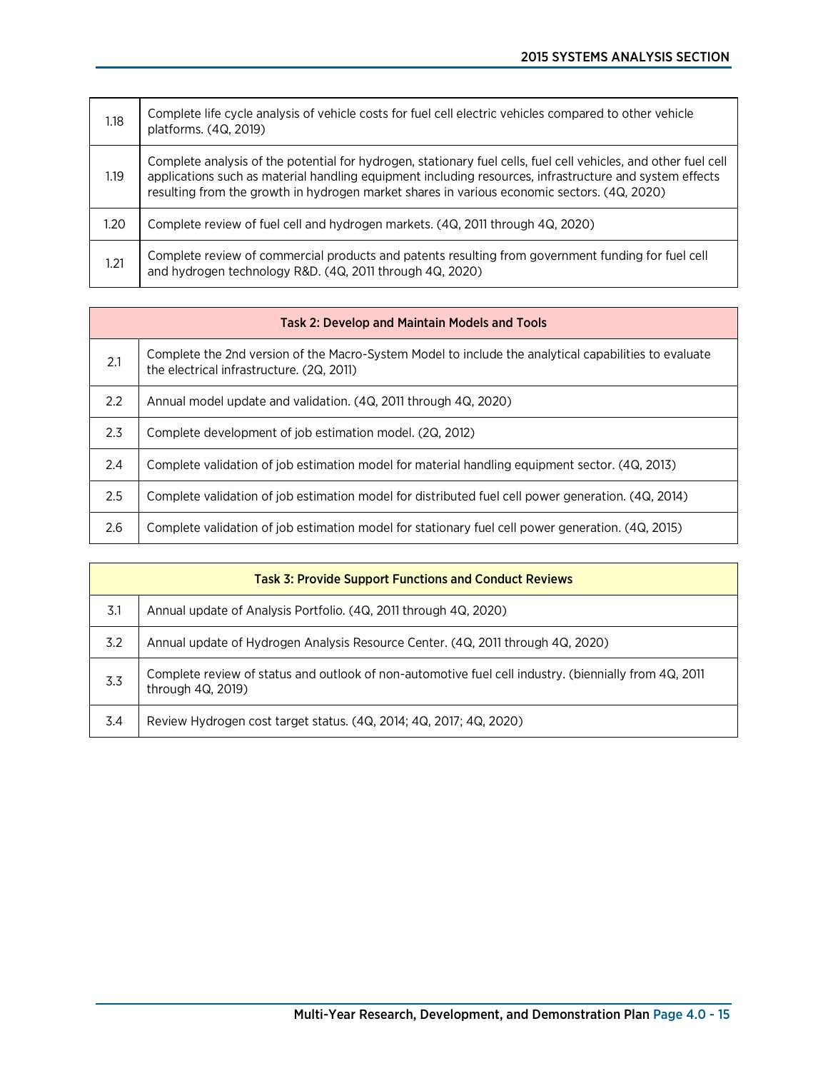| | |
|---|---|
| 1.18 | Complete life cycle analysis of vehicle costs for fuel cell electric vehicles compared to other vehicle platforms. (4Q, 2019) |
| 1.19 | Complete analysis of the potential for hydrogen, stationary fuel cells, fuel cell vehicles, and other fuel cell applications such as material handling equipment including resources, infrastructure and system effects resulting from the growth in hydrogen market shares in various economic sectors. (4Q, 2020) |
| 1.20 | Complete review of fuel cell and hydrogen markets. (4Q, 2011 through 4Q, 2020) |
| 1.21 | Complete review of commercial products and patents resulting from government funding for fuel cell and hydrogen technology R&D. (4Q, 2011 through 4Q, 2020) |

| Task 2: Develop and Maintain Models and Tools | |
|---|---|
| 2.1 | Complete the 2nd version of the Macro-System Model to include the analytical capabilities to evaluate the electrical infrastructure. (2Q, 2011) |
| 2.2 | Annual model update and validation. (4Q, 2011 through 4Q, 2020) |
| 2.3 | Complete development of job estimation model. (2Q, 2012) |
| 2.4 | Complete validation of job estimation model for material handling equipment sector. (4Q, 2013) |
| 2.5 | Complete validation of job estimation model for distributed fuel cell power generation. (4Q, 2014) |
| 2.6 | Complete validation of job estimation model for stationary fuel cell power generation. (4Q, 2015) |

| Task 3: Provide Support Functions and Conduct Reviews | |
|---|---|
| 3.1 | Annual update of Analysis Portfolio. (4Q, 2011 through 4Q, 2020) |
| 3.2 | Annual update of Hydrogen Analysis Resource Center. (4Q, 2011 through 4Q, 2020) |
| 3.3 | Complete review of status and outlook of non-automotive fuel cell industry. (biennially from 4Q, 2011 through 4Q, 2019) |
| 3.4 | Review Hydrogen cost target status. (4Q, 2014; 4Q, 2017; 4Q, 2020) |